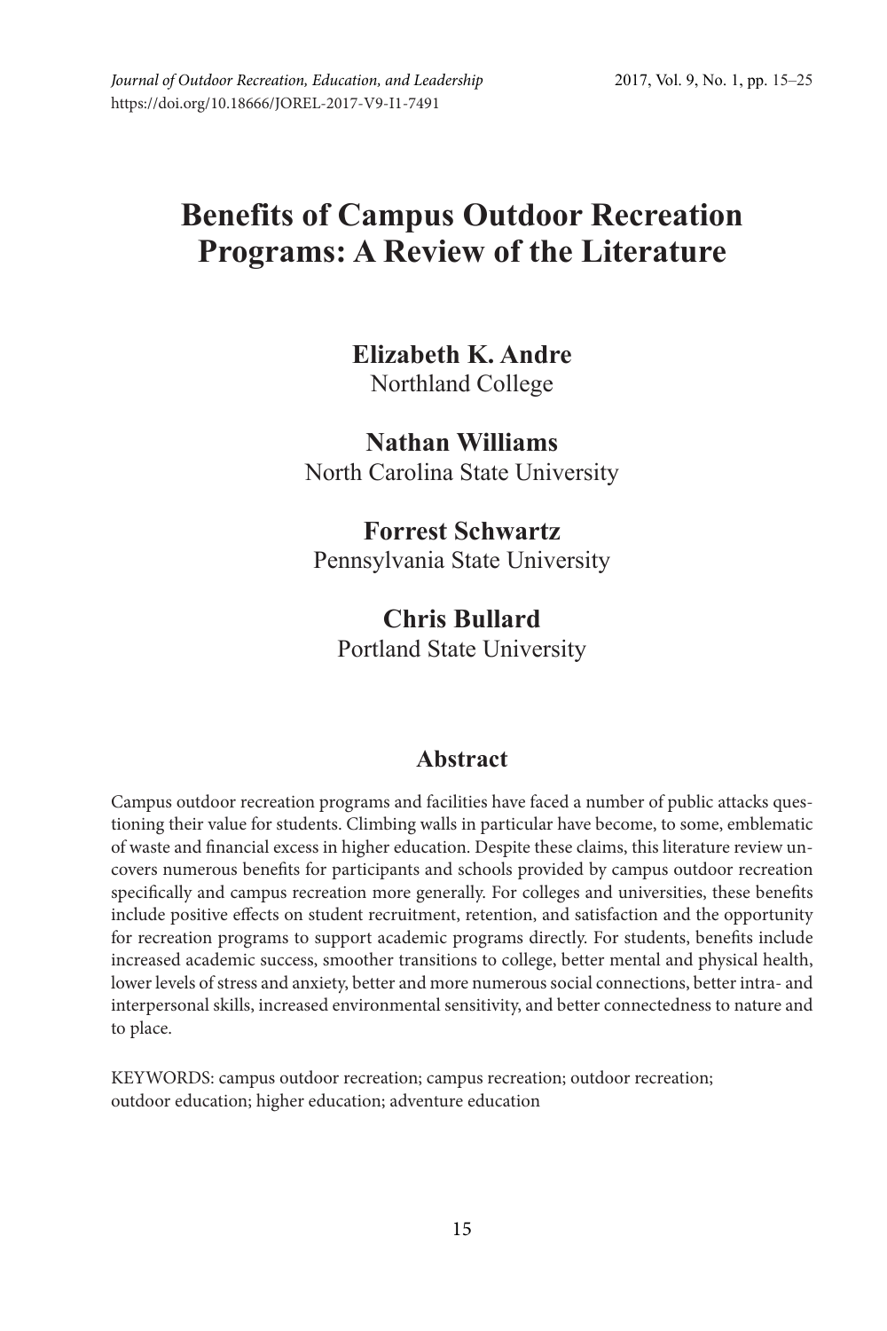# Benefits of Campus Outdoor Recreation Programs: A Review of the Literature

**Elizabeth K. Andre**
Northland College

**Nathan Williams**
North Carolina State University

**Forrest Schwartz**
Pennsylvania State University

**Chris Bullard**
Portland State University

## Abstract

Campus outdoor recreation programs and facilities have faced a number of public attacks questioning their value for students. Climbing walls in particular have become, to some, emblematic of waste and financial excess in higher education. Despite these claims, this literature review uncovers numerous benefits for participants and schools provided by campus outdoor recreation specifically and campus recreation more generally. For colleges and universities, these benefits include positive effects on student recruitment, retention, and satisfaction and the opportunity for recreation programs to support academic programs directly. For students, benefits include increased academic success, smoother transitions to college, better mental and physical health, lower levels of stress and anxiety, better and more numerous social connections, better intra- and interpersonal skills, increased environmental sensitivity, and better connectedness to nature and to place.

KEYWORDS: campus outdoor recreation; campus recreation; outdoor recreation; outdoor education; higher education; adventure education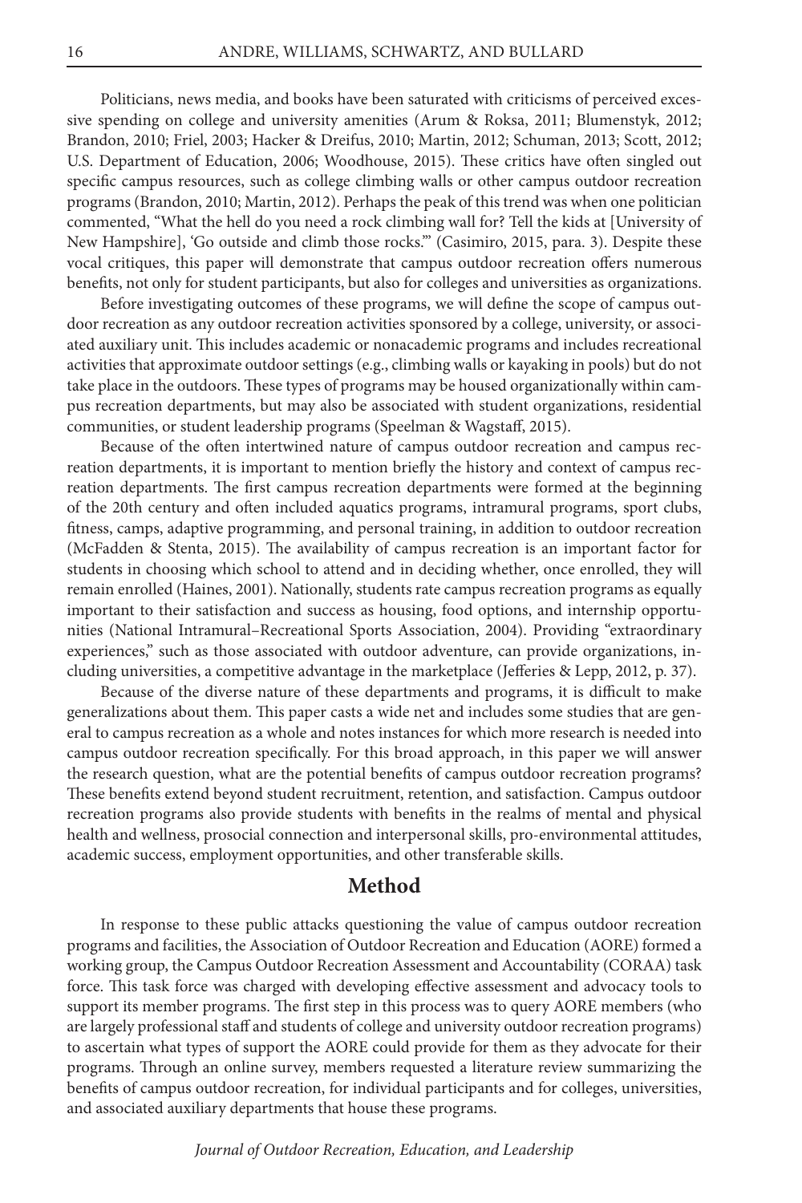Politicians, news media, and books have been saturated with criticisms of perceived excessive spending on college and university amenities (Arum & Roksa, 2011; Blumenstyk, 2012; Brandon, 2010; Friel, 2003; Hacker & Dreifus, 2010; Martin, 2012; Schuman, 2013; Scott, 2012; U.S. Department of Education, 2006; Woodhouse, 2015). These critics have often singled out specific campus resources, such as college climbing walls or other campus outdoor recreation programs (Brandon, 2010; Martin, 2012). Perhaps the peak of this trend was when one politician commented, "What the hell do you need a rock climbing wall for? Tell the kids at [University of New Hampshire], 'Go outside and climb those rocks.'" (Casimiro, 2015, para. 3). Despite these vocal critiques, this paper will demonstrate that campus outdoor recreation offers numerous benefits, not only for student participants, but also for colleges and universities as organizations.

Before investigating outcomes of these programs, we will define the scope of campus outdoor recreation as any outdoor recreation activities sponsored by a college, university, or associated auxiliary unit. This includes academic or nonacademic programs and includes recreational activities that approximate outdoor settings (e.g., climbing walls or kayaking in pools) but do not take place in the outdoors. These types of programs may be housed organizationally within campus recreation departments, but may also be associated with student organizations, residential communities, or student leadership programs (Speelman & Wagstaff, 2015).

Because of the often intertwined nature of campus outdoor recreation and campus recreation departments, it is important to mention briefly the history and context of campus recreation departments. The first campus recreation departments were formed at the beginning of the 20th century and often included aquatics programs, intramural programs, sport clubs, fitness, camps, adaptive programming, and personal training, in addition to outdoor recreation (McFadden & Stenta, 2015). The availability of campus recreation is an important factor for students in choosing which school to attend and in deciding whether, once enrolled, they will remain enrolled (Haines, 2001). Nationally, students rate campus recreation programs as equally important to their satisfaction and success as housing, food options, and internship opportunities (National Intramural–Recreational Sports Association, 2004). Providing "extraordinary experiences," such as those associated with outdoor adventure, can provide organizations, including universities, a competitive advantage in the marketplace (Jefferies & Lepp, 2012, p. 37).

Because of the diverse nature of these departments and programs, it is difficult to make generalizations about them. This paper casts a wide net and includes some studies that are general to campus recreation as a whole and notes instances for which more research is needed into campus outdoor recreation specifically. For this broad approach, in this paper we will answer the research question, what are the potential benefits of campus outdoor recreation programs? These benefits extend beyond student recruitment, retention, and satisfaction. Campus outdoor recreation programs also provide students with benefits in the realms of mental and physical health and wellness, prosocial connection and interpersonal skills, pro-environmental attitudes, academic success, employment opportunities, and other transferable skills.

## Method

In response to these public attacks questioning the value of campus outdoor recreation programs and facilities, the Association of Outdoor Recreation and Education (AORE) formed a working group, the Campus Outdoor Recreation Assessment and Accountability (CORAA) task force. This task force was charged with developing effective assessment and advocacy tools to support its member programs. The first step in this process was to query AORE members (who are largely professional staff and students of college and university outdoor recreation programs) to ascertain what types of support the AORE could provide for them as they advocate for their programs. Through an online survey, members requested a literature review summarizing the benefits of campus outdoor recreation, for individual participants and for colleges, universities, and associated auxiliary departments that house these programs.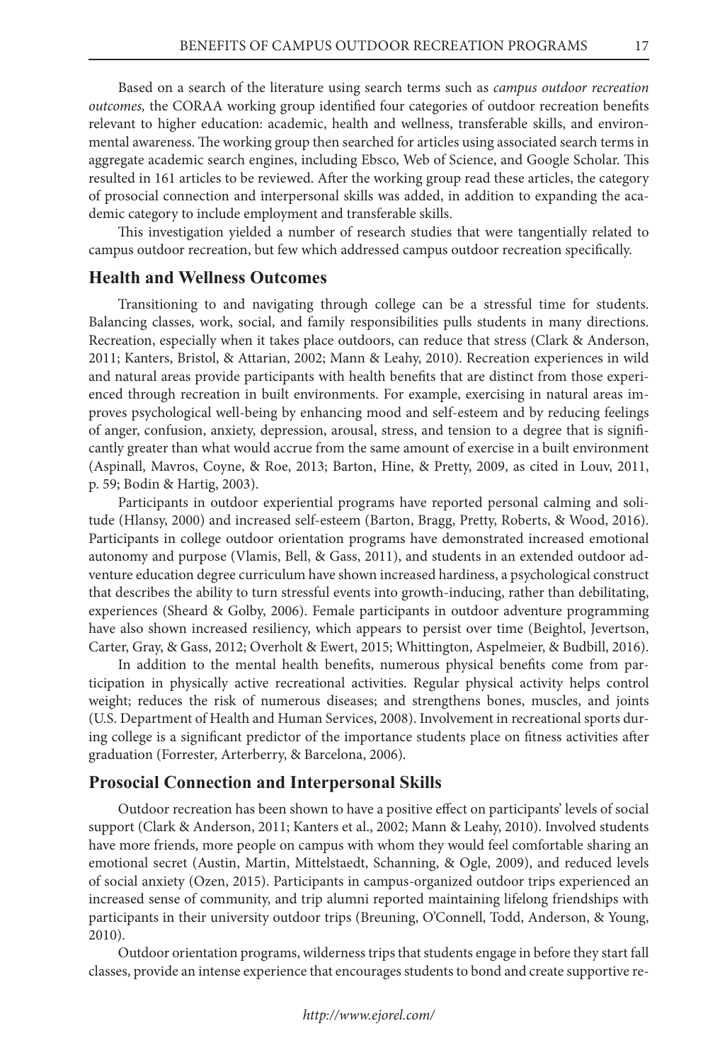Based on a search of the literature using search terms such as *campus outdoor recreation outcomes,* the CORAA working group identified four categories of outdoor recreation benefits relevant to higher education: academic, health and wellness, transferable skills, and environmental awareness. The working group then searched for articles using associated search terms in aggregate academic search engines, including Ebsco, Web of Science, and Google Scholar. This resulted in 161 articles to be reviewed. After the working group read these articles, the category of prosocial connection and interpersonal skills was added, in addition to expanding the academic category to include employment and transferable skills.

This investigation yielded a number of research studies that were tangentially related to campus outdoor recreation, but few which addressed campus outdoor recreation specifically.

## Health and Wellness Outcomes

Transitioning to and navigating through college can be a stressful time for students. Balancing classes, work, social, and family responsibilities pulls students in many directions. Recreation, especially when it takes place outdoors, can reduce that stress (Clark & Anderson, 2011; Kanters, Bristol, & Attarian, 2002; Mann & Leahy, 2010). Recreation experiences in wild and natural areas provide participants with health benefits that are distinct from those experienced through recreation in built environments. For example, exercising in natural areas improves psychological well-being by enhancing mood and self-esteem and by reducing feelings of anger, confusion, anxiety, depression, arousal, stress, and tension to a degree that is significantly greater than what would accrue from the same amount of exercise in a built environment (Aspinall, Mavros, Coyne, & Roe, 2013; Barton, Hine, & Pretty, 2009, as cited in Louv, 2011, p. 59; Bodin & Hartig, 2003).

Participants in outdoor experiential programs have reported personal calming and solitude (Hlansy, 2000) and increased self-esteem (Barton, Bragg, Pretty, Roberts, & Wood, 2016). Participants in college outdoor orientation programs have demonstrated increased emotional autonomy and purpose (Vlamis, Bell, & Gass, 2011), and students in an extended outdoor adventure education degree curriculum have shown increased hardiness, a psychological construct that describes the ability to turn stressful events into growth-inducing, rather than debilitating, experiences (Sheard & Golby, 2006). Female participants in outdoor adventure programming have also shown increased resiliency, which appears to persist over time (Beightol, Jevertson, Carter, Gray, & Gass, 2012; Overholt & Ewert, 2015; Whittington, Aspelmeier, & Budbill, 2016).

In addition to the mental health benefits, numerous physical benefits come from participation in physically active recreational activities. Regular physical activity helps control weight; reduces the risk of numerous diseases; and strengthens bones, muscles, and joints (U.S. Department of Health and Human Services, 2008). Involvement in recreational sports during college is a significant predictor of the importance students place on fitness activities after graduation (Forrester, Arterberry, & Barcelona, 2006).

## Prosocial Connection and Interpersonal Skills

Outdoor recreation has been shown to have a positive effect on participants' levels of social support (Clark & Anderson, 2011; Kanters et al., 2002; Mann & Leahy, 2010). Involved students have more friends, more people on campus with whom they would feel comfortable sharing an emotional secret (Austin, Martin, Mittelstaedt, Schanning, & Ogle, 2009), and reduced levels of social anxiety (Ozen, 2015). Participants in campus-organized outdoor trips experienced an increased sense of community, and trip alumni reported maintaining lifelong friendships with participants in their university outdoor trips (Breuning, O'Connell, Todd, Anderson, & Young, 2010).

Outdoor orientation programs, wilderness trips that students engage in before they start fall classes, provide an intense experience that encourages students to bond and create supportive re-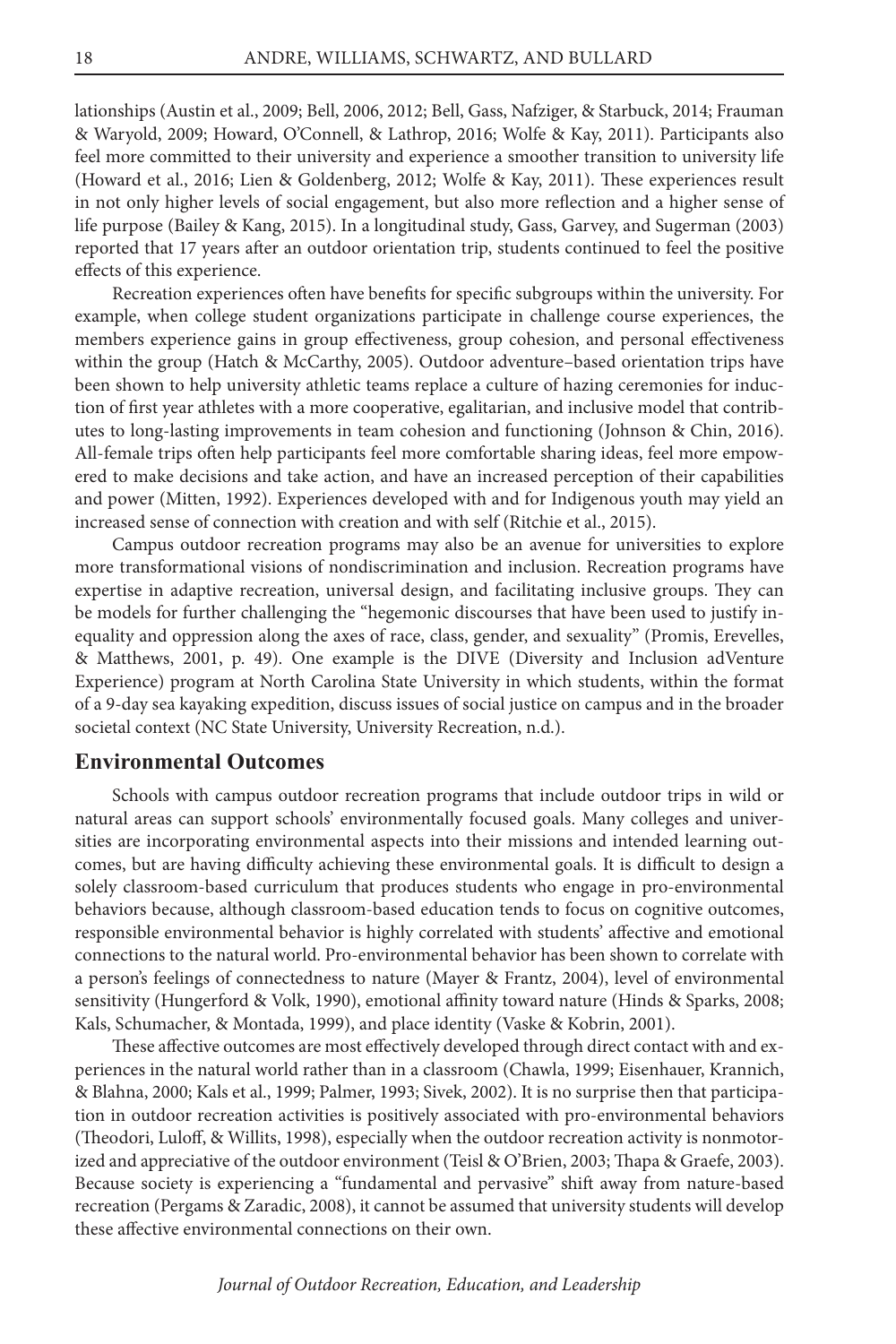lationships (Austin et al., 2009; Bell, 2006, 2012; Bell, Gass, Nafziger, & Starbuck, 2014; Frauman & Waryold, 2009; Howard, O'Connell, & Lathrop, 2016; Wolfe & Kay, 2011). Participants also feel more committed to their university and experience a smoother transition to university life (Howard et al., 2016; Lien & Goldenberg, 2012; Wolfe & Kay, 2011). These experiences result in not only higher levels of social engagement, but also more reflection and a higher sense of life purpose (Bailey & Kang, 2015). In a longitudinal study, Gass, Garvey, and Sugerman (2003) reported that 17 years after an outdoor orientation trip, students continued to feel the positive effects of this experience.

Recreation experiences often have benefits for specific subgroups within the university. For example, when college student organizations participate in challenge course experiences, the members experience gains in group effectiveness, group cohesion, and personal effectiveness within the group (Hatch & McCarthy, 2005). Outdoor adventure–based orientation trips have been shown to help university athletic teams replace a culture of hazing ceremonies for induction of first year athletes with a more cooperative, egalitarian, and inclusive model that contributes to long-lasting improvements in team cohesion and functioning (Johnson & Chin, 2016). All-female trips often help participants feel more comfortable sharing ideas, feel more empowered to make decisions and take action, and have an increased perception of their capabilities and power (Mitten, 1992). Experiences developed with and for Indigenous youth may yield an increased sense of connection with creation and with self (Ritchie et al., 2015).

Campus outdoor recreation programs may also be an avenue for universities to explore more transformational visions of nondiscrimination and inclusion. Recreation programs have expertise in adaptive recreation, universal design, and facilitating inclusive groups. They can be models for further challenging the "hegemonic discourses that have been used to justify inequality and oppression along the axes of race, class, gender, and sexuality" (Promis, Erevelles, & Matthews, 2001, p. 49). One example is the DIVE (Diversity and Inclusion adVenture Experience) program at North Carolina State University in which students, within the format of a 9-day sea kayaking expedition, discuss issues of social justice on campus and in the broader societal context (NC State University, University Recreation, n.d.).

## Environmental Outcomes

Schools with campus outdoor recreation programs that include outdoor trips in wild or natural areas can support schools' environmentally focused goals. Many colleges and universities are incorporating environmental aspects into their missions and intended learning outcomes, but are having difficulty achieving these environmental goals. It is difficult to design a solely classroom-based curriculum that produces students who engage in pro-environmental behaviors because, although classroom-based education tends to focus on cognitive outcomes, responsible environmental behavior is highly correlated with students' affective and emotional connections to the natural world. Pro-environmental behavior has been shown to correlate with a person's feelings of connectedness to nature (Mayer & Frantz, 2004), level of environmental sensitivity (Hungerford & Volk, 1990), emotional affinity toward nature (Hinds & Sparks, 2008; Kals, Schumacher, & Montada, 1999), and place identity (Vaske & Kobrin, 2001).

These affective outcomes are most effectively developed through direct contact with and experiences in the natural world rather than in a classroom (Chawla, 1999; Eisenhauer, Krannich, & Blahna, 2000; Kals et al., 1999; Palmer, 1993; Sivek, 2002). It is no surprise then that participation in outdoor recreation activities is positively associated with pro-environmental behaviors (Theodori, Luloff, & Willits, 1998), especially when the outdoor recreation activity is nonmotorized and appreciative of the outdoor environment (Teisl & O'Brien, 2003; Thapa & Graefe, 2003). Because society is experiencing a "fundamental and pervasive" shift away from nature-based recreation (Pergams & Zaradic, 2008), it cannot be assumed that university students will develop these affective environmental connections on their own.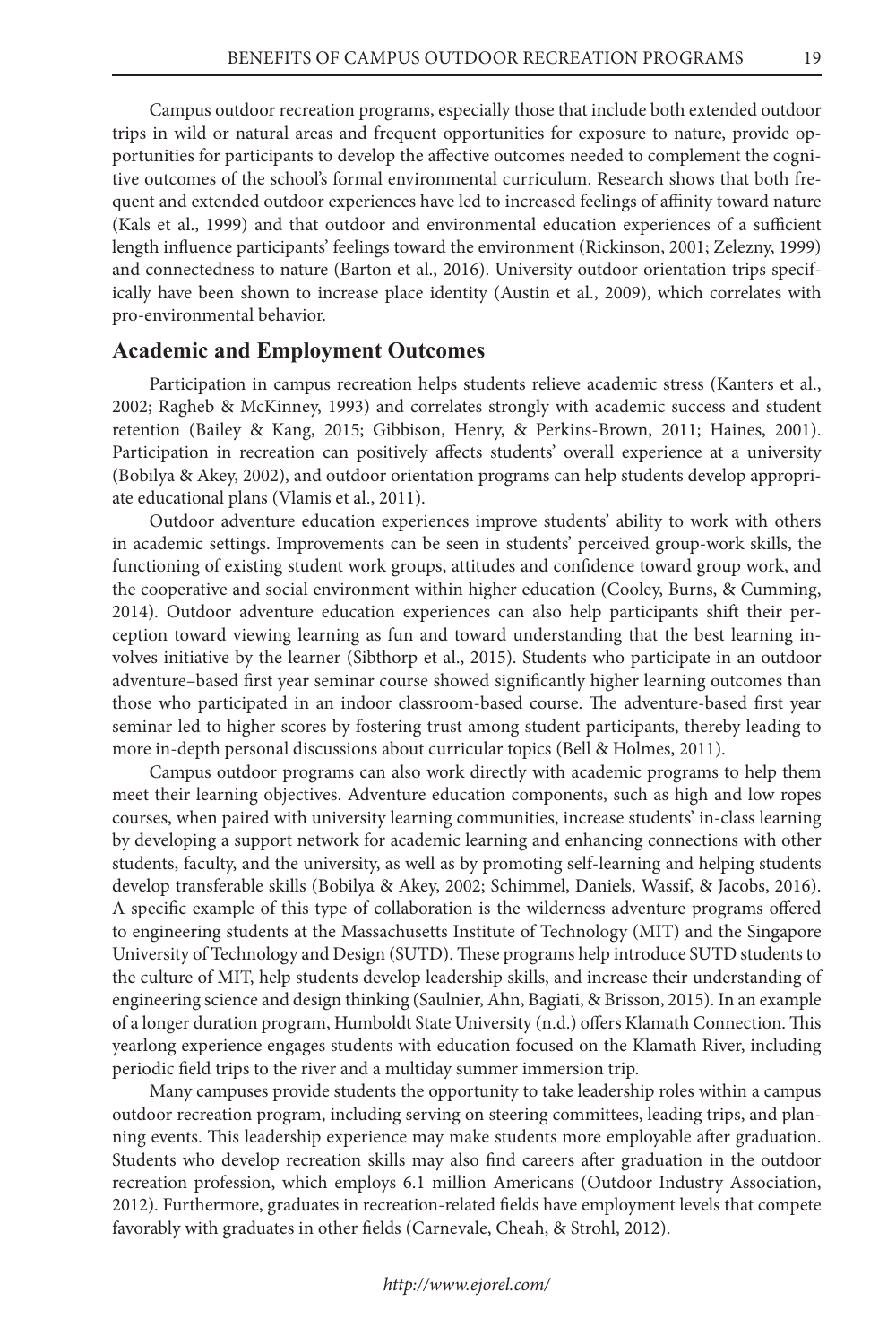Campus outdoor recreation programs, especially those that include both extended outdoor trips in wild or natural areas and frequent opportunities for exposure to nature, provide opportunities for participants to develop the affective outcomes needed to complement the cognitive outcomes of the school's formal environmental curriculum. Research shows that both frequent and extended outdoor experiences have led to increased feelings of affinity toward nature (Kals et al., 1999) and that outdoor and environmental education experiences of a sufficient length influence participants' feelings toward the environment (Rickinson, 2001; Zelezny, 1999) and connectedness to nature (Barton et al., 2016). University outdoor orientation trips specifically have been shown to increase place identity (Austin et al., 2009), which correlates with pro-environmental behavior.

## Academic and Employment Outcomes

Participation in campus recreation helps students relieve academic stress (Kanters et al., 2002; Ragheb & McKinney, 1993) and correlates strongly with academic success and student retention (Bailey & Kang, 2015; Gibbison, Henry, & Perkins-Brown, 2011; Haines, 2001). Participation in recreation can positively affects students' overall experience at a university (Bobilya & Akey, 2002), and outdoor orientation programs can help students develop appropriate educational plans (Vlamis et al., 2011).

Outdoor adventure education experiences improve students' ability to work with others in academic settings. Improvements can be seen in students' perceived group-work skills, the functioning of existing student work groups, attitudes and confidence toward group work, and the cooperative and social environment within higher education (Cooley, Burns, & Cumming, 2014). Outdoor adventure education experiences can also help participants shift their perception toward viewing learning as fun and toward understanding that the best learning involves initiative by the learner (Sibthorp et al., 2015). Students who participate in an outdoor adventure–based first year seminar course showed significantly higher learning outcomes than those who participated in an indoor classroom-based course. The adventure-based first year seminar led to higher scores by fostering trust among student participants, thereby leading to more in-depth personal discussions about curricular topics (Bell & Holmes, 2011).

Campus outdoor programs can also work directly with academic programs to help them meet their learning objectives. Adventure education components, such as high and low ropes courses, when paired with university learning communities, increase students' in-class learning by developing a support network for academic learning and enhancing connections with other students, faculty, and the university, as well as by promoting self-learning and helping students develop transferable skills (Bobilya & Akey, 2002; Schimmel, Daniels, Wassif, & Jacobs, 2016). A specific example of this type of collaboration is the wilderness adventure programs offered to engineering students at the Massachusetts Institute of Technology (MIT) and the Singapore University of Technology and Design (SUTD). These programs help introduce SUTD students to the culture of MIT, help students develop leadership skills, and increase their understanding of engineering science and design thinking (Saulnier, Ahn, Bagiati, & Brisson, 2015). In an example of a longer duration program, Humboldt State University (n.d.) offers Klamath Connection. This yearlong experience engages students with education focused on the Klamath River, including periodic field trips to the river and a multiday summer immersion trip.

Many campuses provide students the opportunity to take leadership roles within a campus outdoor recreation program, including serving on steering committees, leading trips, and planning events. This leadership experience may make students more employable after graduation. Students who develop recreation skills may also find careers after graduation in the outdoor recreation profession, which employs 6.1 million Americans (Outdoor Industry Association, 2012). Furthermore, graduates in recreation-related fields have employment levels that compete favorably with graduates in other fields (Carnevale, Cheah, & Strohl, 2012).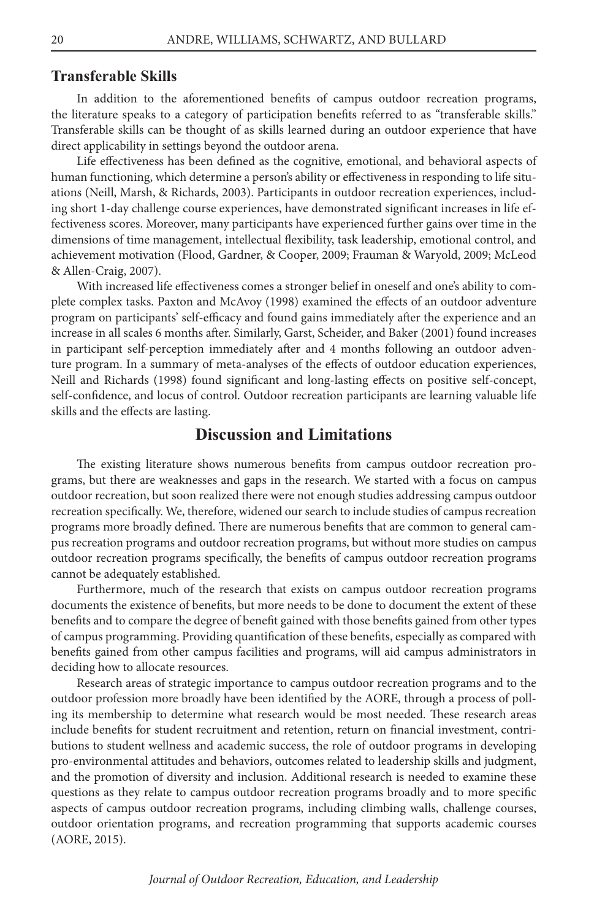### Transferable Skills

In addition to the aforementioned benefits of campus outdoor recreation programs, the literature speaks to a category of participation benefits referred to as "transferable skills." Transferable skills can be thought of as skills learned during an outdoor experience that have direct applicability in settings beyond the outdoor arena.

Life effectiveness has been defined as the cognitive, emotional, and behavioral aspects of human functioning, which determine a person's ability or effectiveness in responding to life situations (Neill, Marsh, & Richards, 2003). Participants in outdoor recreation experiences, including short 1-day challenge course experiences, have demonstrated significant increases in life effectiveness scores. Moreover, many participants have experienced further gains over time in the dimensions of time management, intellectual flexibility, task leadership, emotional control, and achievement motivation (Flood, Gardner, & Cooper, 2009; Frauman & Waryold, 2009; McLeod & Allen-Craig, 2007).

With increased life effectiveness comes a stronger belief in oneself and one's ability to complete complex tasks. Paxton and McAvoy (1998) examined the effects of an outdoor adventure program on participants' self-efficacy and found gains immediately after the experience and an increase in all scales 6 months after. Similarly, Garst, Scheider, and Baker (2001) found increases in participant self-perception immediately after and 4 months following an outdoor adventure program. In a summary of meta-analyses of the effects of outdoor education experiences, Neill and Richards (1998) found significant and long-lasting effects on positive self-concept, self-confidence, and locus of control. Outdoor recreation participants are learning valuable life skills and the effects are lasting.

## Discussion and Limitations

The existing literature shows numerous benefits from campus outdoor recreation programs, but there are weaknesses and gaps in the research. We started with a focus on campus outdoor recreation, but soon realized there were not enough studies addressing campus outdoor recreation specifically. We, therefore, widened our search to include studies of campus recreation programs more broadly defined. There are numerous benefits that are common to general campus recreation programs and outdoor recreation programs, but without more studies on campus outdoor recreation programs specifically, the benefits of campus outdoor recreation programs cannot be adequately established.

Furthermore, much of the research that exists on campus outdoor recreation programs documents the existence of benefits, but more needs to be done to document the extent of these benefits and to compare the degree of benefit gained with those benefits gained from other types of campus programming. Providing quantification of these benefits, especially as compared with benefits gained from other campus facilities and programs, will aid campus administrators in deciding how to allocate resources.

Research areas of strategic importance to campus outdoor recreation programs and to the outdoor profession more broadly have been identified by the AORE, through a process of polling its membership to determine what research would be most needed. These research areas include benefits for student recruitment and retention, return on financial investment, contributions to student wellness and academic success, the role of outdoor programs in developing pro-environmental attitudes and behaviors, outcomes related to leadership skills and judgment, and the promotion of diversity and inclusion. Additional research is needed to examine these questions as they relate to campus outdoor recreation programs broadly and to more specific aspects of campus outdoor recreation programs, including climbing walls, challenge courses, outdoor orientation programs, and recreation programming that supports academic courses (AORE, 2015).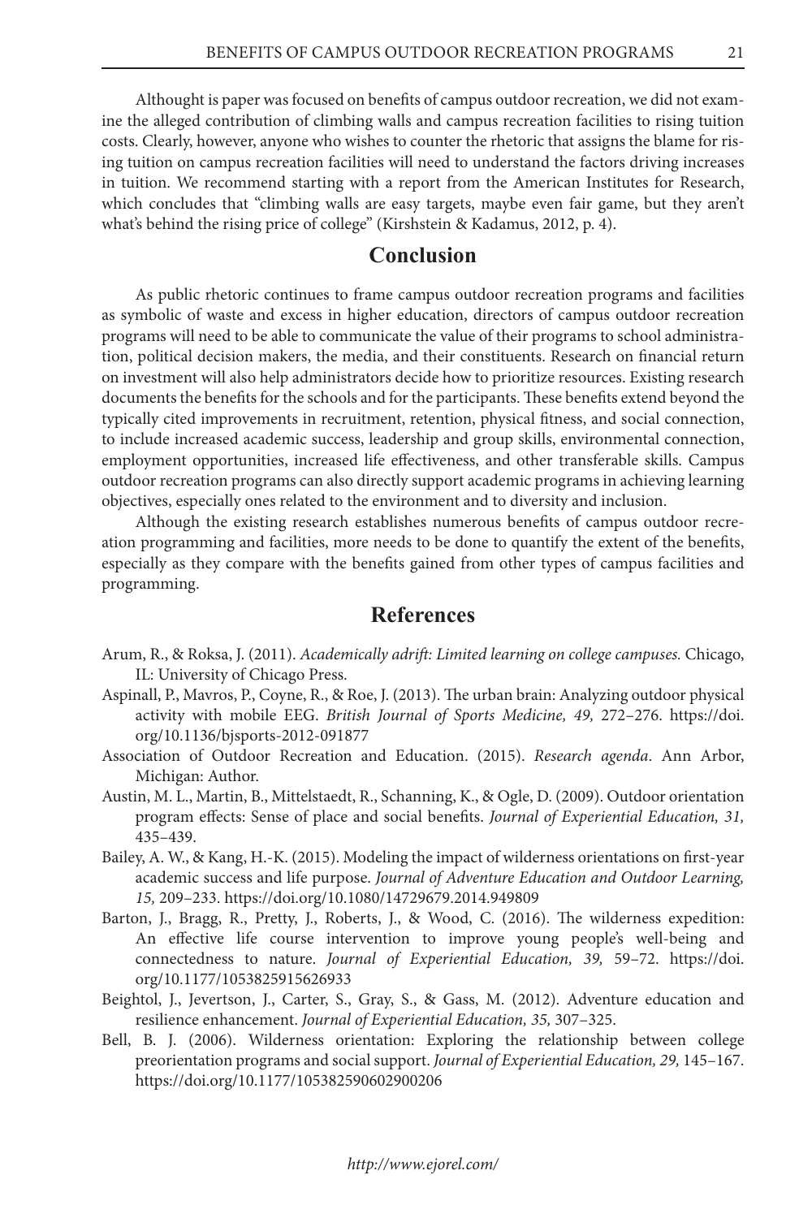Althought is paper was focused on benefits of campus outdoor recreation, we did not examine the alleged contribution of climbing walls and campus recreation facilities to rising tuition costs. Clearly, however, anyone who wishes to counter the rhetoric that assigns the blame for rising tuition on campus recreation facilities will need to understand the factors driving increases in tuition. We recommend starting with a report from the American Institutes for Research, which concludes that "climbing walls are easy targets, maybe even fair game, but they aren't what's behind the rising price of college" (Kirshstein & Kadamus, 2012, p. 4).

## Conclusion

As public rhetoric continues to frame campus outdoor recreation programs and facilities as symbolic of waste and excess in higher education, directors of campus outdoor recreation programs will need to be able to communicate the value of their programs to school administration, political decision makers, the media, and their constituents. Research on financial return on investment will also help administrators decide how to prioritize resources. Existing research documents the benefits for the schools and for the participants. These benefits extend beyond the typically cited improvements in recruitment, retention, physical fitness, and social connection, to include increased academic success, leadership and group skills, environmental connection, employment opportunities, increased life effectiveness, and other transferable skills. Campus outdoor recreation programs can also directly support academic programs in achieving learning objectives, especially ones related to the environment and to diversity and inclusion.

Although the existing research establishes numerous benefits of campus outdoor recreation programming and facilities, more needs to be done to quantify the extent of the benefits, especially as they compare with the benefits gained from other types of campus facilities and programming.

## References

Arum, R., & Roksa, J. (2011). *Academically adrift: Limited learning on college campuses.* Chicago, IL: University of Chicago Press.

Aspinall, P., Mavros, P., Coyne, R., & Roe, J. (2013). The urban brain: Analyzing outdoor physical activity with mobile EEG. *British Journal of Sports Medicine, 49,* 272–276. https://doi.org/10.1136/bjsports-2012-091877

Association of Outdoor Recreation and Education. (2015). *Research agenda*. Ann Arbor, Michigan: Author.

Austin, M. L., Martin, B., Mittelstaedt, R., Schanning, K., & Ogle, D. (2009). Outdoor orientation program effects: Sense of place and social benefits. *Journal of Experiential Education, 31,* 435–439.

Bailey, A. W., & Kang, H.-K. (2015). Modeling the impact of wilderness orientations on first-year academic success and life purpose. *Journal of Adventure Education and Outdoor Learning, 15,* 209–233. https://doi.org/10.1080/14729679.2014.949809

Barton, J., Bragg, R., Pretty, J., Roberts, J., & Wood, C. (2016). The wilderness expedition: An effective life course intervention to improve young people's well-being and connectedness to nature. *Journal of Experiential Education, 39,* 59–72. https://doi.org/10.1177/1053825915626933

Beightol, J., Jevertson, J., Carter, S., Gray, S., & Gass, M. (2012). Adventure education and resilience enhancement. *Journal of Experiential Education, 35,* 307–325.

Bell, B. J. (2006). Wilderness orientation: Exploring the relationship between college preorientation programs and social support. *Journal of Experiential Education, 29,* 145–167. https://doi.org/10.1177/105382590602900206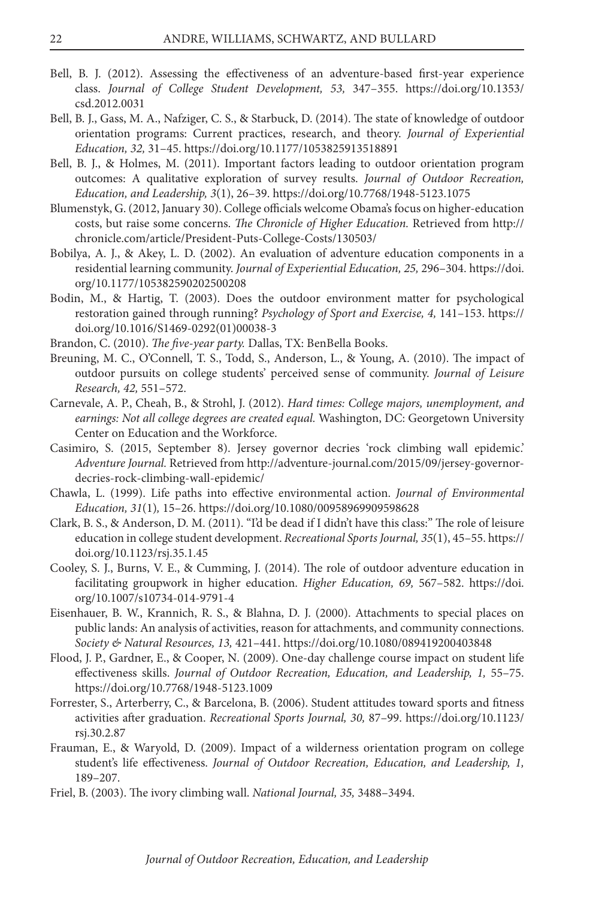Bell, B. J. (2012). Assessing the effectiveness of an adventure-based first-year experience class. *Journal of College Student Development, 53,* 347–355. https://doi.org/10.1353/csd.2012.0031

Bell, B. J., Gass, M. A., Nafziger, C. S., & Starbuck, D. (2014). The state of knowledge of outdoor orientation programs: Current practices, research, and theory. *Journal of Experiential Education, 32,* 31–45. https://doi.org/10.1177/1053825913518891

Bell, B. J., & Holmes, M. (2011). Important factors leading to outdoor orientation program outcomes: A qualitative exploration of survey results. *Journal of Outdoor Recreation, Education, and Leadership, 3*(1), 26–39. https://doi.org/10.7768/1948-5123.1075

Blumenstyk, G. (2012, January 30). College officials welcome Obama's focus on higher-education costs, but raise some concerns. *The Chronicle of Higher Education.* Retrieved from http://chronicle.com/article/President-Puts-College-Costs/130503/

Bobilya, A. J., & Akey, L. D. (2002). An evaluation of adventure education components in a residential learning community. *Journal of Experiential Education, 25,* 296–304. https://doi.org/10.1177/105382590202500208

Bodin, M., & Hartig, T. (2003). Does the outdoor environment matter for psychological restoration gained through running? *Psychology of Sport and Exercise, 4,* 141–153. https://doi.org/10.1016/S1469-0292(01)00038-3

Brandon, C. (2010). *The five-year party.* Dallas, TX: BenBella Books.

Breuning, M. C., O'Connell, T. S., Todd, S., Anderson, L., & Young, A. (2010). The impact of outdoor pursuits on college students' perceived sense of community. *Journal of Leisure Research, 42,* 551–572.

Carnevale, A. P., Cheah, B., & Strohl, J. (2012). *Hard times: College majors, unemployment, and earnings: Not all college degrees are created equal.* Washington, DC: Georgetown University Center on Education and the Workforce.

Casimiro, S. (2015, September 8). Jersey governor decries 'rock climbing wall epidemic.' *Adventure Journal.* Retrieved from http://adventure-journal.com/2015/09/jersey-governor-decries-rock-climbing-wall-epidemic/

Chawla, L. (1999). Life paths into effective environmental action. *Journal of Environmental Education, 31*(1), 15–26. https://doi.org/10.1080/00958969909598628

Clark, B. S., & Anderson, D. M. (2011). "I'd be dead if I didn't have this class:" The role of leisure education in college student development. *Recreational Sports Journal, 35*(1), 45–55. https://doi.org/10.1123/rsj.35.1.45

Cooley, S. J., Burns, V. E., & Cumming, J. (2014). The role of outdoor adventure education in facilitating groupwork in higher education. *Higher Education, 69,* 567–582. https://doi.org/10.1007/s10734-014-9791-4

Eisenhauer, B. W., Krannich, R. S., & Blahna, D. J. (2000). Attachments to special places on public lands: An analysis of activities, reason for attachments, and community connections. *Society & Natural Resources, 13,* 421–441. https://doi.org/10.1080/089419200403848

Flood, J. P., Gardner, E., & Cooper, N. (2009). One-day challenge course impact on student life effectiveness skills. *Journal of Outdoor Recreation, Education, and Leadership, 1,* 55–75. https://doi.org/10.7768/1948-5123.1009

Forrester, S., Arterberry, C., & Barcelona, B. (2006). Student attitudes toward sports and fitness activities after graduation. *Recreational Sports Journal, 30,* 87–99. https://doi.org/10.1123/rsj.30.2.87

Frauman, E., & Waryold, D. (2009). Impact of a wilderness orientation program on college student's life effectiveness. *Journal of Outdoor Recreation, Education, and Leadership, 1,* 189–207.

Friel, B. (2003). The ivory climbing wall. *National Journal, 35,* 3488–3494.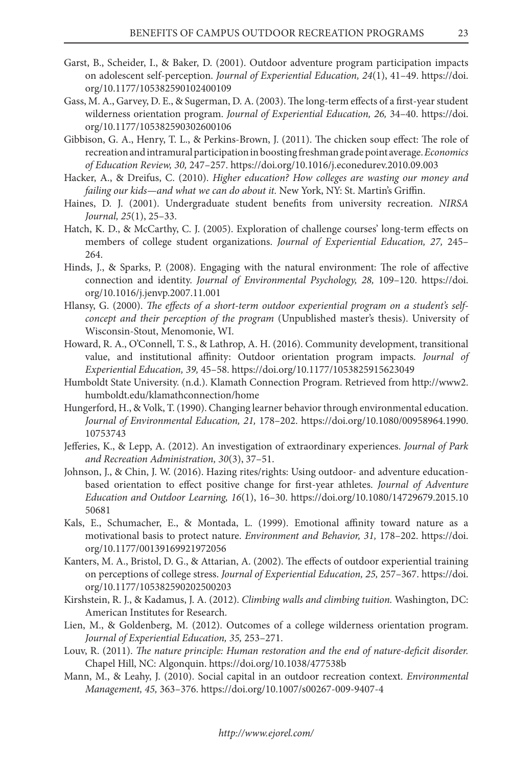Garst, B., Scheider, I., & Baker, D. (2001). Outdoor adventure program participation impacts on adolescent self-perception. *Journal of Experiential Education, 24*(1), 41–49. https://doi.org/10.1177/105382590102400109

Gass, M. A., Garvey, D. E., & Sugerman, D. A. (2003). The long-term effects of a first-year student wilderness orientation program. *Journal of Experiential Education, 26,* 34–40. https://doi.org/10.1177/105382590302600106

Gibbison, G. A., Henry, T. L., & Perkins-Brown, J. (2011). The chicken soup effect: The role of recreation and intramural participation in boosting freshman grade point average. *Economics of Education Review, 30,* 247–257. https://doi.org/10.1016/j.econedurev.2010.09.003

Hacker, A., & Dreifus, C. (2010). *Higher education? How colleges are wasting our money and failing our kids—and what we can do about it.* New York, NY: St. Martin's Griffin.

Haines, D. J. (2001). Undergraduate student benefits from university recreation. *NIRSA Journal, 25*(1), 25–33.

Hatch, K. D., & McCarthy, C. J. (2005). Exploration of challenge courses' long-term effects on members of college student organizations. *Journal of Experiential Education, 27,* 245–264.

Hinds, J., & Sparks, P. (2008). Engaging with the natural environment: The role of affective connection and identity. *Journal of Environmental Psychology, 28,* 109–120. https://doi.org/10.1016/j.jenvp.2007.11.001

Hlansy, G. (2000). *The effects of a short-term outdoor experiential program on a student's self-concept and their perception of the program* (Unpublished master's thesis). University of Wisconsin-Stout, Menomonie, WI.

Howard, R. A., O'Connell, T. S., & Lathrop, A. H. (2016). Community development, transitional value, and institutional affinity: Outdoor orientation program impacts. *Journal of Experiential Education, 39,* 45–58. https://doi.org/10.1177/1053825915623049

Humboldt State University. (n.d.). Klamath Connection Program. Retrieved from http://www2.humboldt.edu/klamathconnection/home

Hungerford, H., & Volk, T. (1990). Changing learner behavior through environmental education. *Journal of Environmental Education, 21,* 178–202. https://doi.org/10.1080/00958964.1990.10753743

Jefferies, K., & Lepp, A. (2012). An investigation of extraordinary experiences. *Journal of Park and Recreation Administration, 30*(3), 37–51.

Johnson, J., & Chin, J. W. (2016). Hazing rites/rights: Using outdoor- and adventure education-based orientation to effect positive change for first-year athletes. *Journal of Adventure Education and Outdoor Learning, 16*(1), 16–30. https://doi.org/10.1080/14729679.2015.1050681

Kals, E., Schumacher, E., & Montada, L. (1999). Emotional affinity toward nature as a motivational basis to protect nature. *Environment and Behavior, 31,* 178–202. https://doi.org/10.1177/00139169921972056

Kanters, M. A., Bristol, D. G., & Attarian, A. (2002). The effects of outdoor experiential training on perceptions of college stress. *Journal of Experiential Education, 25,* 257–367. https://doi.org/10.1177/105382590202500203

Kirshstein, R. J., & Kadamus, J. A. (2012). *Climbing walls and climbing tuition.* Washington, DC: American Institutes for Research.

Lien, M., & Goldenberg, M. (2012). Outcomes of a college wilderness orientation program. *Journal of Experiential Education, 35,* 253–271.

Louv, R. (2011). *The nature principle: Human restoration and the end of nature-deficit disorder.* Chapel Hill, NC: Algonquin. https://doi.org/10.1038/477538b

Mann, M., & Leahy, J. (2010). Social capital in an outdoor recreation context. *Environmental Management, 45,* 363–376. https://doi.org/10.1007/s00267-009-9407-4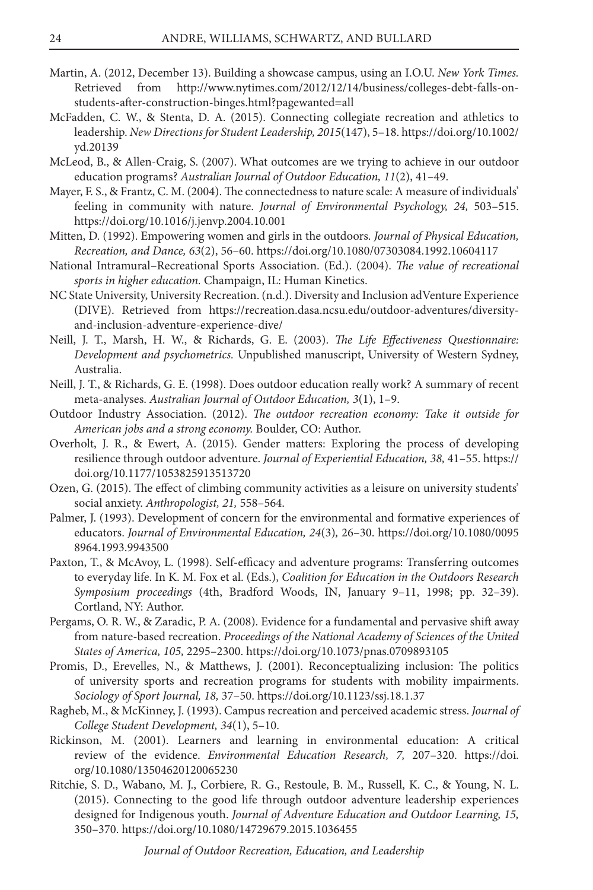Martin, A. (2012, December 13). Building a showcase campus, using an I.O.U. *New York Times.* Retrieved from http://www.nytimes.com/2012/12/14/business/colleges-debt-falls-on-students-after-construction-binges.html?pagewanted=all

McFadden, C. W., & Stenta, D. A. (2015). Connecting collegiate recreation and athletics to leadership. *New Directions for Student Leadership, 2015*(147), 5–18. https://doi.org/10.1002/yd.20139

McLeod, B., & Allen-Craig, S. (2007). What outcomes are we trying to achieve in our outdoor education programs? *Australian Journal of Outdoor Education, 11*(2), 41–49.

Mayer, F. S., & Frantz, C. M. (2004). The connectedness to nature scale: A measure of individuals' feeling in community with nature. *Journal of Environmental Psychology, 24,* 503–515. https://doi.org/10.1016/j.jenvp.2004.10.001

Mitten, D. (1992). Empowering women and girls in the outdoors. *Journal of Physical Education, Recreation, and Dance, 63*(2), 56–60. https://doi.org/10.1080/07303084.1992.10604117

National Intramural–Recreational Sports Association. (Ed.). (2004). *The value of recreational sports in higher education.* Champaign, IL: Human Kinetics.

NC State University, University Recreation. (n.d.). Diversity and Inclusion adVenture Experience (DIVE). Retrieved from https://recreation.dasa.ncsu.edu/outdoor-adventures/diversity-and-inclusion-adventure-experience-dive/

Neill, J. T., Marsh, H. W., & Richards, G. E. (2003). *The Life Effectiveness Questionnaire: Development and psychometrics.* Unpublished manuscript, University of Western Sydney, Australia.

Neill, J. T., & Richards, G. E. (1998). Does outdoor education really work? A summary of recent meta-analyses. *Australian Journal of Outdoor Education, 3*(1), 1–9.

Outdoor Industry Association. (2012). *The outdoor recreation economy: Take it outside for American jobs and a strong economy.* Boulder, CO: Author.

Overholt, J. R., & Ewert, A. (2015). Gender matters: Exploring the process of developing resilience through outdoor adventure. *Journal of Experiential Education, 38,* 41–55. https://doi.org/10.1177/1053825913513720

Ozen, G. (2015). The effect of climbing community activities as a leisure on university students' social anxiety. *Anthropologist, 21,* 558–564.

Palmer, J. (1993). Development of concern for the environmental and formative experiences of educators. *Journal of Environmental Education, 24*(3)*,* 26–30. https://doi.org/10.1080/00958964.1993.9943500

Paxton, T., & McAvoy, L. (1998). Self-efficacy and adventure programs: Transferring outcomes to everyday life. In K. M. Fox et al. (Eds.), *Coalition for Education in the Outdoors Research Symposium proceedings* (4th, Bradford Woods, IN, January 9–11, 1998; pp. 32–39). Cortland, NY: Author.

Pergams, O. R. W., & Zaradic, P. A. (2008). Evidence for a fundamental and pervasive shift away from nature-based recreation. *Proceedings of the National Academy of Sciences of the United States of America, 105,* 2295–2300. https://doi.org/10.1073/pnas.0709893105

Promis, D., Erevelles, N., & Matthews, J. (2001). Reconceptualizing inclusion: The politics of university sports and recreation programs for students with mobility impairments. *Sociology of Sport Journal, 18,* 37–50. https://doi.org/10.1123/ssj.18.1.37

Ragheb, M., & McKinney, J. (1993). Campus recreation and perceived academic stress. *Journal of College Student Development, 34*(1), 5–10.

Rickinson, M. (2001). Learners and learning in environmental education: A critical review of the evidence. *Environmental Education Research, 7,* 207–320. https://doi.org/10.1080/13504620120065230

Ritchie, S. D., Wabano, M. J., Corbiere, R. G., Restoule, B. M., Russell, K. C., & Young, N. L. (2015). Connecting to the good life through outdoor adventure leadership experiences designed for Indigenous youth. *Journal of Adventure Education and Outdoor Learning, 15,* 350–370. https://doi.org/10.1080/14729679.2015.1036455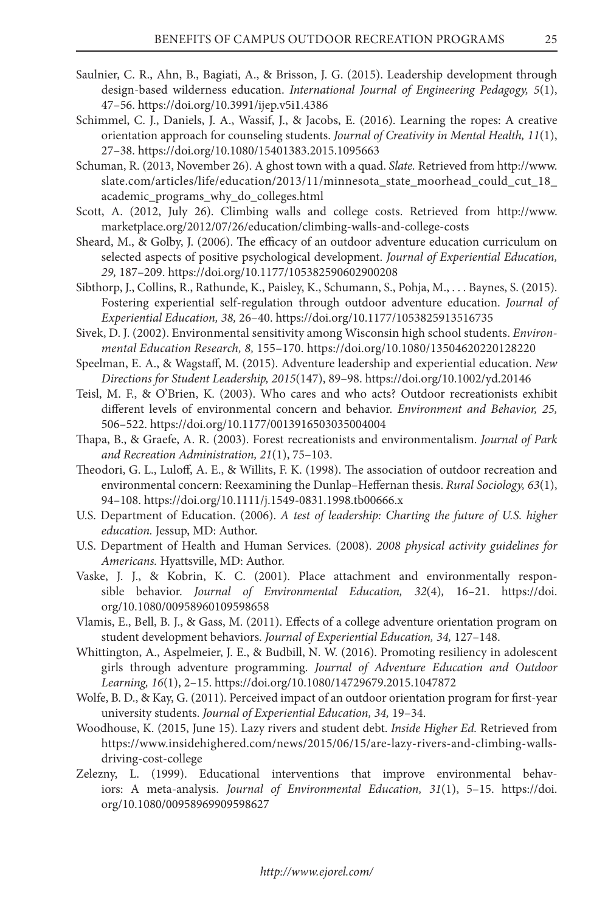Saulnier, C. R., Ahn, B., Bagiati, A., & Brisson, J. G. (2015). Leadership development through design-based wilderness education. *International Journal of Engineering Pedagogy, 5*(1), 47–56. https://doi.org/10.3991/ijep.v5i1.4386

Schimmel, C. J., Daniels, J. A., Wassif, J., & Jacobs, E. (2016). Learning the ropes: A creative orientation approach for counseling students. *Journal of Creativity in Mental Health, 11*(1), 27–38. https://doi.org/10.1080/15401383.2015.1095663

Schuman, R. (2013, November 26). A ghost town with a quad. *Slate.* Retrieved from http://www.slate.com/articles/life/education/2013/11/minnesota_state_moorhead_could_cut_18_academic_programs_why_do_colleges.html

Scott, A. (2012, July 26). Climbing walls and college costs. Retrieved from http://www.marketplace.org/2012/07/26/education/climbing-walls-and-college-costs

Sheard, M., & Golby, J. (2006). The efficacy of an outdoor adventure education curriculum on selected aspects of positive psychological development. *Journal of Experiential Education, 29,* 187–209. https://doi.org/10.1177/105382590602900208

Sibthorp, J., Collins, R., Rathunde, K., Paisley, K., Schumann, S., Pohja, M., . . . Baynes, S. (2015). Fostering experiential self-regulation through outdoor adventure education. *Journal of Experiential Education, 38,* 26–40. https://doi.org/10.1177/1053825913516735

Sivek, D. J. (2002). Environmental sensitivity among Wisconsin high school students. *Environmental Education Research, 8,* 155–170. https://doi.org/10.1080/13504620220128220

Speelman, E. A., & Wagstaff, M. (2015). Adventure leadership and experiential education. *New Directions for Student Leadership, 2015*(147), 89–98. https://doi.org/10.1002/yd.20146

Teisl, M. F., & O'Brien, K. (2003). Who cares and who acts? Outdoor recreationists exhibit different levels of environmental concern and behavior. *Environment and Behavior, 25,* 506–522. https://doi.org/10.1177/0013916503035004004

Thapa, B., & Graefe, A. R. (2003). Forest recreationists and environmentalism. *Journal of Park and Recreation Administration, 21*(1), 75–103.

Theodori, G. L., Luloff, A. E., & Willits, F. K. (1998). The association of outdoor recreation and environmental concern: Reexamining the Dunlap–Heffernan thesis. *Rural Sociology, 63*(1), 94–108. https://doi.org/10.1111/j.1549-0831.1998.tb00666.x

U.S. Department of Education. (2006). *A test of leadership: Charting the future of U.S. higher education.* Jessup, MD: Author.

U.S. Department of Health and Human Services. (2008). *2008 physical activity guidelines for Americans.* Hyattsville, MD: Author.

Vaske, J. J., & Kobrin, K. C. (2001). Place attachment and environmentally responsible behavior. *Journal of Environmental Education, 32*(4), 16–21. https://doi.org/10.1080/00958960109598658

Vlamis, E., Bell, B. J., & Gass, M. (2011). Effects of a college adventure orientation program on student development behaviors. *Journal of Experiential Education, 34,* 127–148.

Whittington, A., Aspelmeier, J. E., & Budbill, N. W. (2016). Promoting resiliency in adolescent girls through adventure programming. *Journal of Adventure Education and Outdoor Learning, 16*(1), 2–15. https://doi.org/10.1080/14729679.2015.1047872

Wolfe, B. D., & Kay, G. (2011). Perceived impact of an outdoor orientation program for first-year university students. *Journal of Experiential Education, 34,* 19–34.

Woodhouse, K. (2015, June 15). Lazy rivers and student debt. *Inside Higher Ed.* Retrieved from https://www.insidehighered.com/news/2015/06/15/are-lazy-rivers-and-climbing-walls-driving-cost-college

Zelezny, L. (1999). Educational interventions that improve environmental behaviors: A meta-analysis. *Journal of Environmental Education, 31*(1), 5–15. https://doi.org/10.1080/00958969909598627